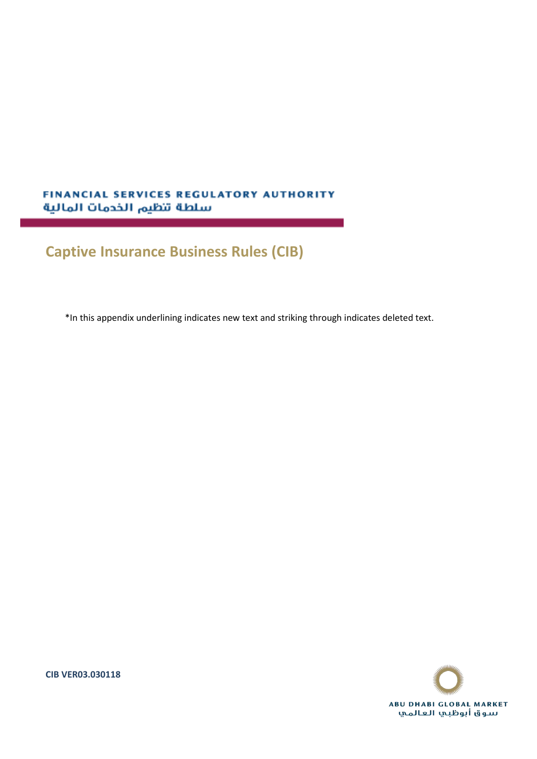FINANCIAL SERVICES REGULATORY AUTHORITY
سلطة تنظيم الخدمات المالية

# Captive Insurance Business Rules (CIB)

*In this appendix underlining indicates new text and striking through indicates deleted text.

**CIB VER03.030118**

ABU DHABI GLOBAL MARKET
سوق أبوظبي العالمي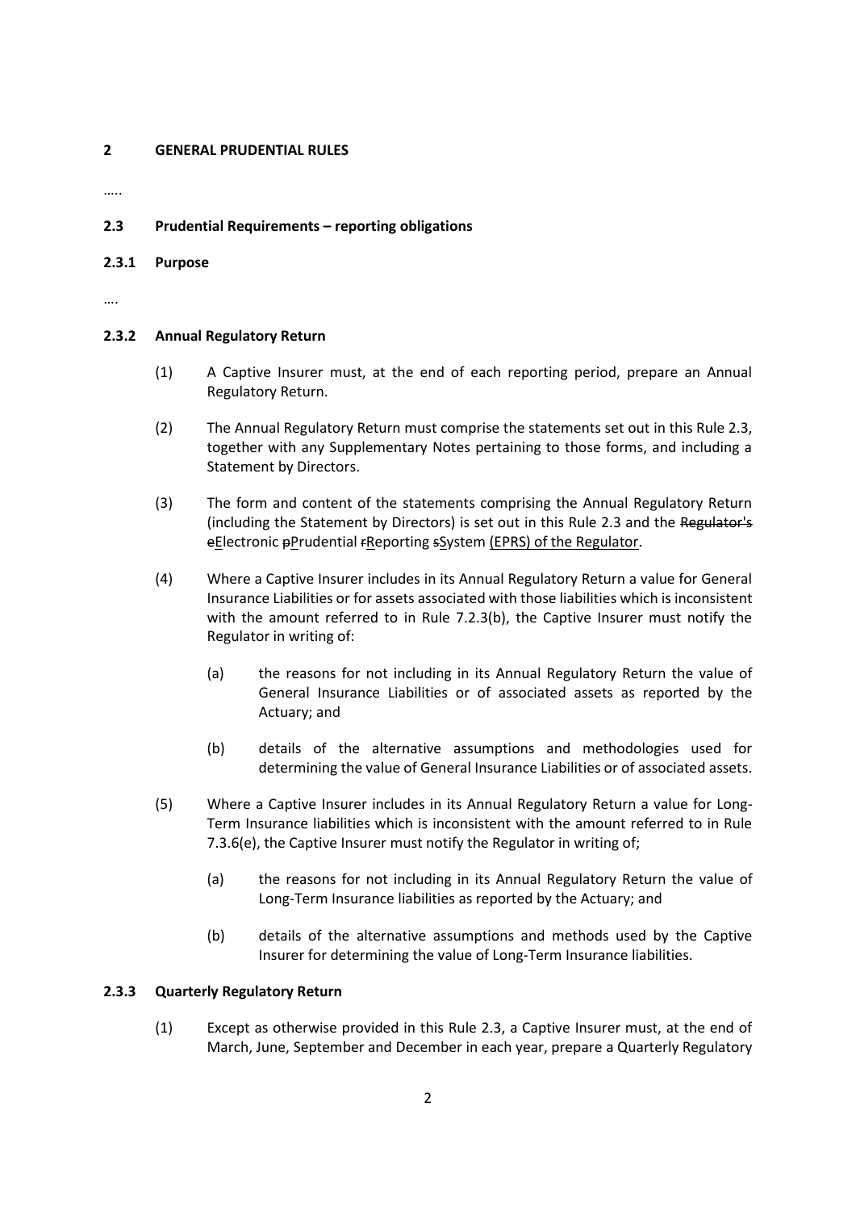## 2 GENERAL PRUDENTIAL RULES

…..

### 2.3 Prudential Requirements – reporting obligations

#### 2.3.1 Purpose

….

#### 2.3.2 Annual Regulatory Return

(1) A Captive Insurer must, at the end of each reporting period, prepare an Annual Regulatory Return.

(2) The Annual Regulatory Return must comprise the statements set out in this Rule 2.3, together with any Supplementary Notes pertaining to those forms, and including a Statement by Directors.

(3) The form and content of the statements comprising the Annual Regulatory Return (including the Statement by Directors) is set out in this Rule 2.3 and the ~~Regulator's~~ ~~e~~<u>E</u>lectronic ~~p~~<u>P</u>rudential ~~r~~<u>R</u>eporting ~~s~~<u>S</u>ystem <u>(EPRS) of the Regulator</u>.

(4) Where a Captive Insurer includes in its Annual Regulatory Return a value for General Insurance Liabilities or for assets associated with those liabilities which is inconsistent with the amount referred to in Rule 7.2.3(b), the Captive Insurer must notify the Regulator in writing of:

  (a) the reasons for not including in its Annual Regulatory Return the value of General Insurance Liabilities or of associated assets as reported by the Actuary; and

  (b) details of the alternative assumptions and methodologies used for determining the value of General Insurance Liabilities or of associated assets.

(5) Where a Captive Insurer includes in its Annual Regulatory Return a value for Long-Term Insurance liabilities which is inconsistent with the amount referred to in Rule 7.3.6(e), the Captive Insurer must notify the Regulator in writing of;

  (a) the reasons for not including in its Annual Regulatory Return the value of Long-Term Insurance liabilities as reported by the Actuary; and

  (b) details of the alternative assumptions and methods used by the Captive Insurer for determining the value of Long-Term Insurance liabilities.

#### 2.3.3 Quarterly Regulatory Return

(1) Except as otherwise provided in this Rule 2.3, a Captive Insurer must, at the end of March, June, September and December in each year, prepare a Quarterly Regulatory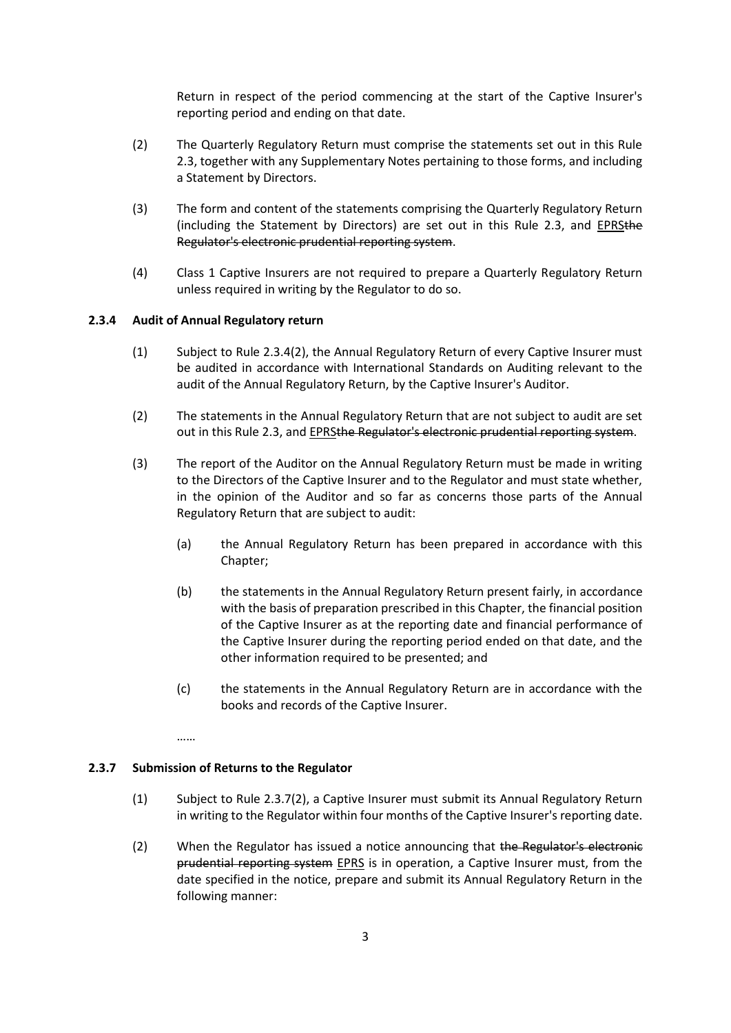Return in respect of the period commencing at the start of the Captive Insurer's reporting period and ending on that date.

(2) The Quarterly Regulatory Return must comprise the statements set out in this Rule 2.3, together with any Supplementary Notes pertaining to those forms, and including a Statement by Directors.

(3) The form and content of the statements comprising the Quarterly Regulatory Return (including the Statement by Directors) are set out in this Rule 2.3, and <u>EPRS</u>~~the Regulator's electronic prudential reporting system~~.

(4) Class 1 Captive Insurers are not required to prepare a Quarterly Regulatory Return unless required in writing by the Regulator to do so.

**2.3.4 Audit of Annual Regulatory return**

(1) Subject to Rule 2.3.4(2), the Annual Regulatory Return of every Captive Insurer must be audited in accordance with International Standards on Auditing relevant to the audit of the Annual Regulatory Return, by the Captive Insurer's Auditor.

(2) The statements in the Annual Regulatory Return that are not subject to audit are set out in this Rule 2.3, and <u>EPRS</u>~~the Regulator's electronic prudential reporting system~~.

(3) The report of the Auditor on the Annual Regulatory Return must be made in writing to the Directors of the Captive Insurer and to the Regulator and must state whether, in the opinion of the Auditor and so far as concerns those parts of the Annual Regulatory Return that are subject to audit:

(a) the Annual Regulatory Return has been prepared in accordance with this Chapter;

(b) the statements in the Annual Regulatory Return present fairly, in accordance with the basis of preparation prescribed in this Chapter, the financial position of the Captive Insurer as at the reporting date and financial performance of the Captive Insurer during the reporting period ended on that date, and the other information required to be presented; and

(c) the statements in the Annual Regulatory Return are in accordance with the books and records of the Captive Insurer.

……

**2.3.7 Submission of Returns to the Regulator**

(1) Subject to Rule 2.3.7(2), a Captive Insurer must submit its Annual Regulatory Return in writing to the Regulator within four months of the Captive Insurer's reporting date.

(2) When the Regulator has issued a notice announcing that ~~the Regulator's electronic prudential reporting system~~ <u>EPRS</u> is in operation, a Captive Insurer must, from the date specified in the notice, prepare and submit its Annual Regulatory Return in the following manner: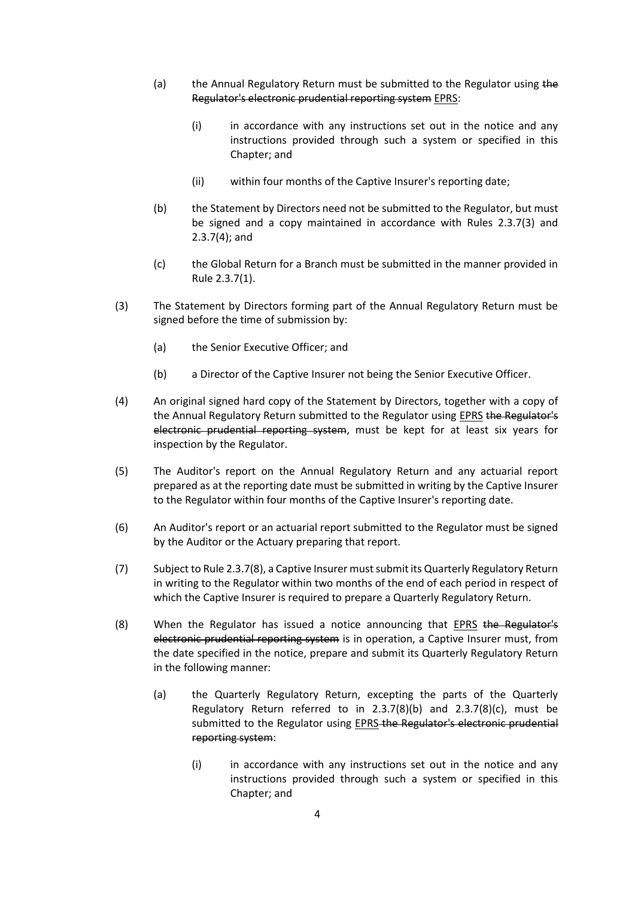(a) the Annual Regulatory Return must be submitted to the Regulator using ~~the Regulator's electronic prudential reporting system~~ <u>EPRS</u>:

  (i) in accordance with any instructions set out in the notice and any instructions provided through such a system or specified in this Chapter; and

  (ii) within four months of the Captive Insurer's reporting date;

(b) the Statement by Directors need not be submitted to the Regulator, but must be signed and a copy maintained in accordance with Rules 2.3.7(3) and 2.3.7(4); and

(c) the Global Return for a Branch must be submitted in the manner provided in Rule 2.3.7(1).

(3) The Statement by Directors forming part of the Annual Regulatory Return must be signed before the time of submission by:

  (a) the Senior Executive Officer; and

  (b) a Director of the Captive Insurer not being the Senior Executive Officer.

(4) An original signed hard copy of the Statement by Directors, together with a copy of the Annual Regulatory Return submitted to the Regulator using <u>EPRS</u> ~~the Regulator's electronic prudential reporting system~~, must be kept for at least six years for inspection by the Regulator.

(5) The Auditor's report on the Annual Regulatory Return and any actuarial report prepared as at the reporting date must be submitted in writing by the Captive Insurer to the Regulator within four months of the Captive Insurer's reporting date.

(6) An Auditor's report or an actuarial report submitted to the Regulator must be signed by the Auditor or the Actuary preparing that report.

(7) Subject to Rule 2.3.7(8), a Captive Insurer must submit its Quarterly Regulatory Return in writing to the Regulator within two months of the end of each period in respect of which the Captive Insurer is required to prepare a Quarterly Regulatory Return.

(8) When the Regulator has issued a notice announcing that <u>EPRS</u> ~~the Regulator's electronic prudential reporting system~~ is in operation, a Captive Insurer must, from the date specified in the notice, prepare and submit its Quarterly Regulatory Return in the following manner:

  (a) the Quarterly Regulatory Return, excepting the parts of the Quarterly Regulatory Return referred to in 2.3.7(8)(b) and 2.3.7(8)(c), must be submitted to the Regulator using <u>EPRS</u> ~~the Regulator's electronic prudential reporting system~~:

    (i) in accordance with any instructions set out in the notice and any instructions provided through such a system or specified in this Chapter; and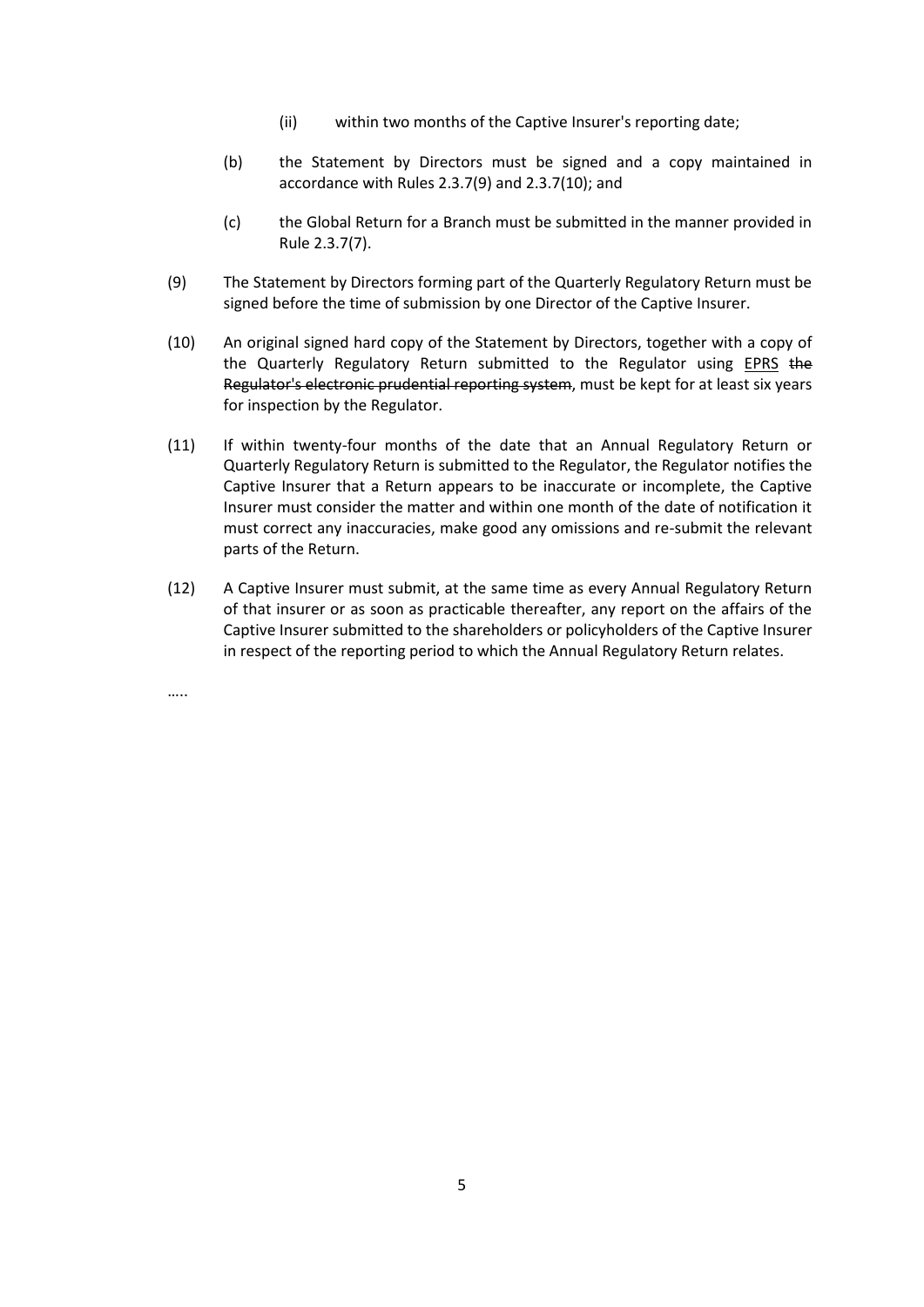(ii) within two months of the Captive Insurer's reporting date;

(b) the Statement by Directors must be signed and a copy maintained in accordance with Rules 2.3.7(9) and 2.3.7(10); and

(c) the Global Return for a Branch must be submitted in the manner provided in Rule 2.3.7(7).

(9) The Statement by Directors forming part of the Quarterly Regulatory Return must be signed before the time of submission by one Director of the Captive Insurer.

(10) An original signed hard copy of the Statement by Directors, together with a copy of the Quarterly Regulatory Return submitted to the Regulator using <u>EPRS</u> ~~the Regulator's electronic prudential reporting system~~, must be kept for at least six years for inspection by the Regulator.

(11) If within twenty-four months of the date that an Annual Regulatory Return or Quarterly Regulatory Return is submitted to the Regulator, the Regulator notifies the Captive Insurer that a Return appears to be inaccurate or incomplete, the Captive Insurer must consider the matter and within one month of the date of notification it must correct any inaccuracies, make good any omissions and re-submit the relevant parts of the Return.

(12) A Captive Insurer must submit, at the same time as every Annual Regulatory Return of that insurer or as soon as practicable thereafter, any report on the affairs of the Captive Insurer submitted to the shareholders or policyholders of the Captive Insurer in respect of the reporting period to which the Annual Regulatory Return relates.

…..